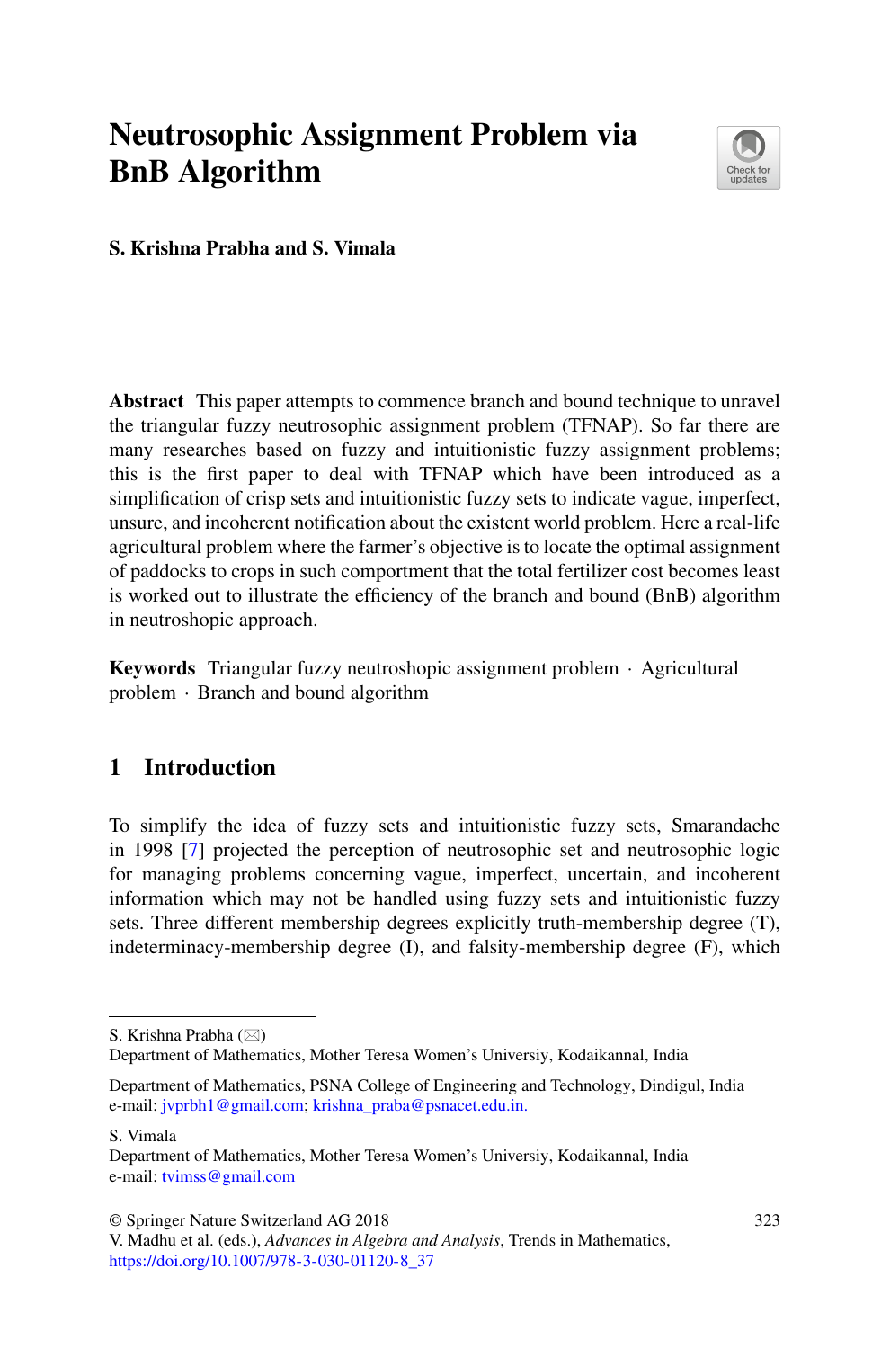# Neutrosophic Assignment Problem via BnB Algorithm

**S. Krishna Prabha and S. Vimala**

**Abstract** This paper attempts to commence branch and bound technique to unravel the triangular fuzzy neutrosophic assignment problem (TFNAP). So far there are many researches based on fuzzy and intuitionistic fuzzy assignment problems; this is the first paper to deal with TFNAP which have been introduced as a simplification of crisp sets and intuitionistic fuzzy sets to indicate vague, imperfect, unsure, and incoherent notification about the existent world problem. Here a real-life agricultural problem where the farmer's objective is to locate the optimal assignment of paddocks to crops in such comportment that the total fertilizer cost becomes least is worked out to illustrate the efficiency of the branch and bound (BnB) algorithm in neutroshopic approach.

**Keywords** Triangular fuzzy neutroshopic assignment problem · Agricultural problem · Branch and bound algorithm

## 1 Introduction

To simplify the idea of fuzzy sets and intuitionistic fuzzy sets, Smarandache in 1998 [7] projected the perception of neutrosophic set and neutrosophic logic for managing problems concerning vague, imperfect, uncertain, and incoherent information which may not be handled using fuzzy sets and intuitionistic fuzzy sets. Three different membership degrees explicitly truth-membership degree (T), indeterminacy-membership degree (I), and falsity-membership degree (F), which

---

S. Krishna Prabha (✉)
Department of Mathematics, Mother Teresa Women's Universiy, Kodaikannal, India

Department of Mathematics, PSNA College of Engineering and Technology, Dindigul, India
e-mail: jvprbh1@gmail.com; krishna_praba@psnacet.edu.in.

S. Vimala
Department of Mathematics, Mother Teresa Women's Universiy, Kodaikannal, India
e-mail: tvimss@gmail.com

© Springer Nature Switzerland AG 2018
V. Madhu et al. (eds.), *Advances in Algebra and Analysis*, Trends in Mathematics,
https://doi.org/10.1007/978-3-030-01120-8_37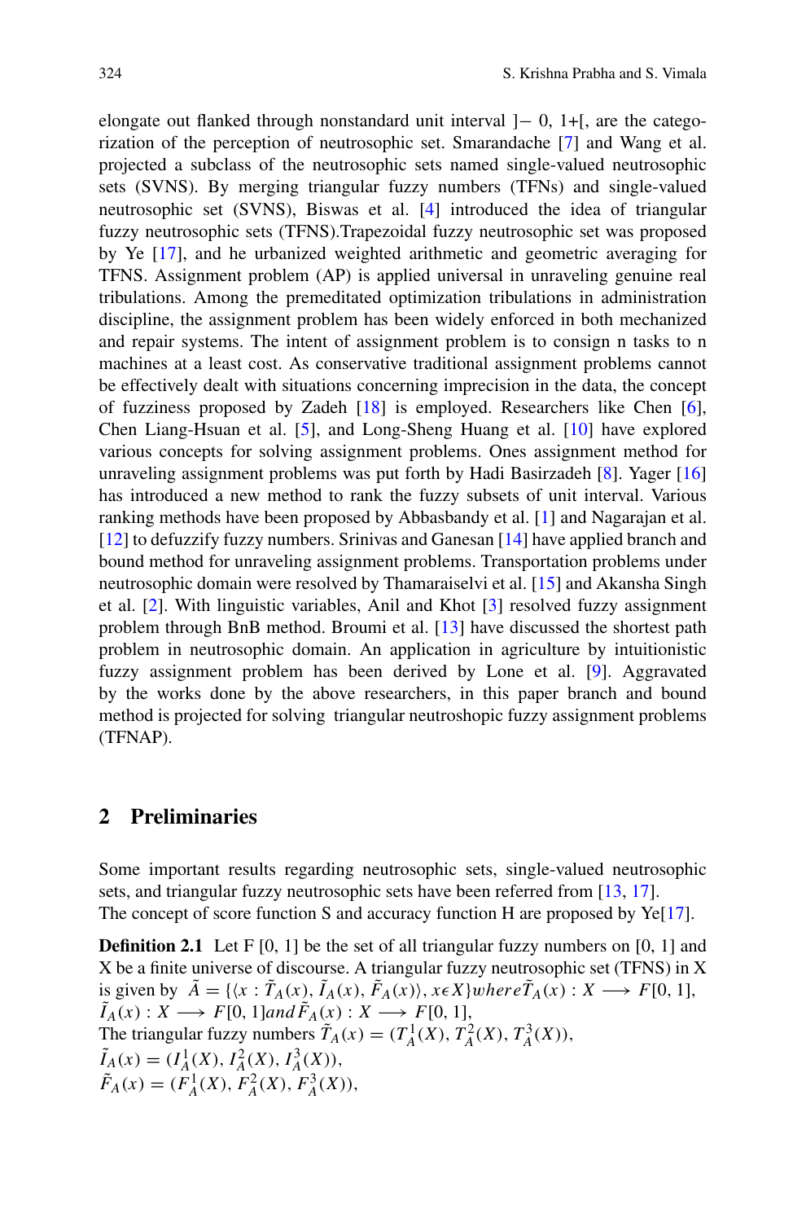elongate out flanked through nonstandard unit interval ]− 0, 1+[, are the categorization of the perception of neutrosophic set. Smarandache [7] and Wang et al. projected a subclass of the neutrosophic sets named single-valued neutrosophic sets (SVNS). By merging triangular fuzzy numbers (TFNs) and single-valued neutrosophic set (SVNS), Biswas et al. [4] introduced the idea of triangular fuzzy neutrosophic sets (TFNS).Trapezoidal fuzzy neutrosophic set was proposed by Ye [17], and he urbanized weighted arithmetic and geometric averaging for TFNS. Assignment problem (AP) is applied universal in unraveling genuine real tribulations. Among the premeditated optimization tribulations in administration discipline, the assignment problem has been widely enforced in both mechanized and repair systems. The intent of assignment problem is to consign n tasks to n machines at a least cost. As conservative traditional assignment problems cannot be effectively dealt with situations concerning imprecision in the data, the concept of fuzziness proposed by Zadeh [18] is employed. Researchers like Chen [6], Chen Liang-Hsuan et al. [5], and Long-Sheng Huang et al. [10] have explored various concepts for solving assignment problems. Ones assignment method for unraveling assignment problems was put forth by Hadi Basirzadeh [8]. Yager [16] has introduced a new method to rank the fuzzy subsets of unit interval. Various ranking methods have been proposed by Abbasbandy et al. [1] and Nagarajan et al. [12] to defuzzify fuzzy numbers. Srinivas and Ganesan [14] have applied branch and bound method for unraveling assignment problems. Transportation problems under neutrosophic domain were resolved by Thamaraiselvi et al. [15] and Akansha Singh et al. [2]. With linguistic variables, Anil and Khot [3] resolved fuzzy assignment problem through BnB method. Broumi et al. [13] have discussed the shortest path problem in neutrosophic domain. An application in agriculture by intuitionistic fuzzy assignment problem has been derived by Lone et al. [9]. Aggravated by the works done by the above researchers, in this paper branch and bound method is projected for solving triangular neutroshopic fuzzy assignment problems (TFNAP).

## 2 Preliminaries

Some important results regarding neutrosophic sets, single-valued neutrosophic sets, and triangular fuzzy neutrosophic sets have been referred from [13, 17]. The concept of score function S and accuracy function H are proposed by Ye[17].

**Definition 2.1** Let F [0, 1] be the set of all triangular fuzzy numbers on [0, 1] and X be a finite universe of discourse. A triangular fuzzy neutrosophic set (TFNS) in X is given by $\tilde{A} = \{\langle x : \tilde{T}_A(x), \tilde{I}_A(x), \tilde{F}_A(x)\rangle, x \epsilon X\} where \tilde{T}_A(x) : X \longrightarrow F[0, 1]$, $\tilde{I}_A(x) : X \longrightarrow F[0, 1] and \tilde{F}_A(x) : X \longrightarrow F[0, 1]$,
The triangular fuzzy numbers $\tilde{T}_A(x) = (T_A^1(X), T_A^2(X), T_A^3(X))$,
$\tilde{I}_A(x) = (I_A^1(X), I_A^2(X), I_A^3(X))$,
$\tilde{F}_A(x) = (F_A^1(X), F_A^2(X), F_A^3(X))$,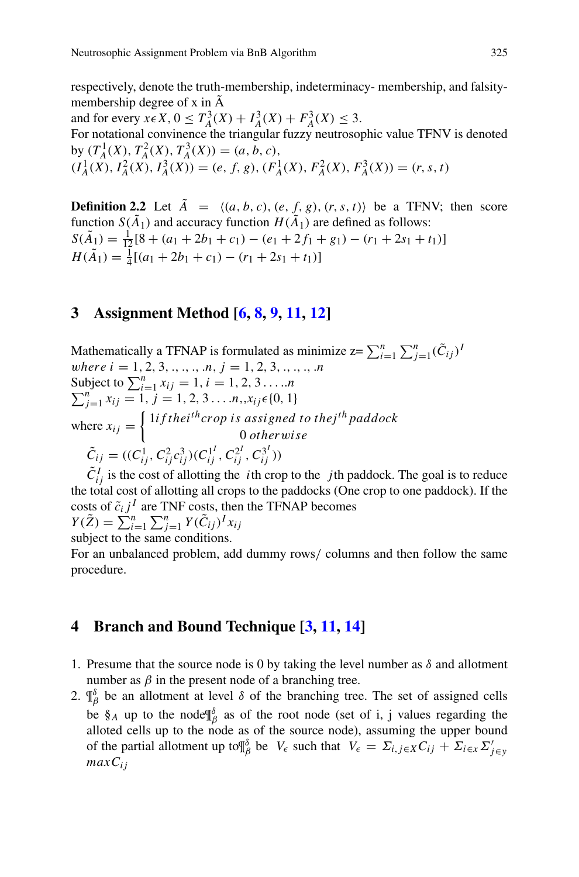respectively, denote the truth-membership, indeterminacy- membership, and falsity-membership degree of x in Ã

and for every $x \epsilon X, 0 \leq T_A^3(X) + I_A^3(X) + F_A^3(X) \leq 3$.

For notational convinence the triangular fuzzy neutrosophic value TFNV is denoted by $(T_A^1(X), T_A^2(X), T_A^3(X)) = (a, b, c)$,

$(I_A^1(X), I_A^2(X), I_A^3(X)) = (e, f, g), (F_A^1(X), F_A^2(X), F_A^3(X)) = (r, s, t)$

**Definition 2.2** Let $\tilde{A} = \langle (a, b, c), (e, f, g), (r, s, t) \rangle$ be a TFNV; then score function $S(\tilde{A}_1)$ and accuracy function $H(\tilde{A}_1)$ are defined as follows:

$S(\tilde{A}_1) = \frac{1}{12}[8 + (a_1 + 2b_1 + c_1) - (e_1 + 2f_1 + g_1) - (r_1 + 2s_1 + t_1)]$

$H(\tilde{A}_1) = \frac{1}{4}[(a_1 + 2b_1 + c_1) - (r_1 + 2s_1 + t_1)]$

## 3 Assignment Method [6, 8, 9, 11, 12]

Mathematically a TFNAP is formulated as minimize z= $\sum_{i=1}^{n} \sum_{j=1}^{n} (\tilde{C}_{ij})^I$

*where* $i = 1, 2, 3, ., ., ., .n, j = 1, 2, 3, ., ., ., .n$

Subject to $\sum_{i=1}^{n} x_{ij} = 1, i = 1, 2, 3 \ldots ..n$

$\sum_{j=1}^{n} x_{ij} = 1, j = 1, 2, 3 \ldots .n, , x_{ij} \epsilon \{0, 1\}$

where $x_{ij} = \begin{cases} 1 \text{ if the } i^{th} \text{ crop is assigned to the } j^{th} \text{ paddock} \\ 0 \text{ otherwise} \end{cases}$

$\tilde{C}_{ij} = ((C_{ij}^1, C_{ij}^2 c_{ij}^3)(C_{ij}^{1^I}, C_{ij}^{2^I}, C_{ij}^{3^I}))$

$\tilde{C}_{ij}^I$ is the cost of allotting the $i$th crop to the $j$th paddock. The goal is to reduce the total cost of allotting all crops to the paddocks (One crop to one paddock). If the costs of $\tilde{c}_i j^I$ are TNF costs, then the TFNAP becomes

$Y(\tilde{Z}) = \sum_{i=1}^{n} \sum_{j=1}^{n} Y(\tilde{C}_{ij})^I x_{ij}$

subject to the same conditions.

For an unbalanced problem, add dummy rows/ columns and then follow the same procedure.

## 4 Branch and Bound Technique [3, 11, 14]

1. Presume that the source node is 0 by taking the level number as $\delta$ and allotment number as $\beta$ in the present node of a branching tree.
2. $\P_\beta^\delta$ be an allotment at level $\delta$ of the branching tree. The set of assigned cells be $\S_A$ up to the node $\P_\beta^\delta$ as of the root node (set of i, j values regarding the alloted cells up to the node as of the source node), assuming the upper bound of the partial allotment up to $\P_\beta^\delta$ be $V_\epsilon$ such that $V_\epsilon = \Sigma_{i,j \in X} C_{ij} + \Sigma_{i \in x} \Sigma'_{j \in y}$ $max C_{ij}$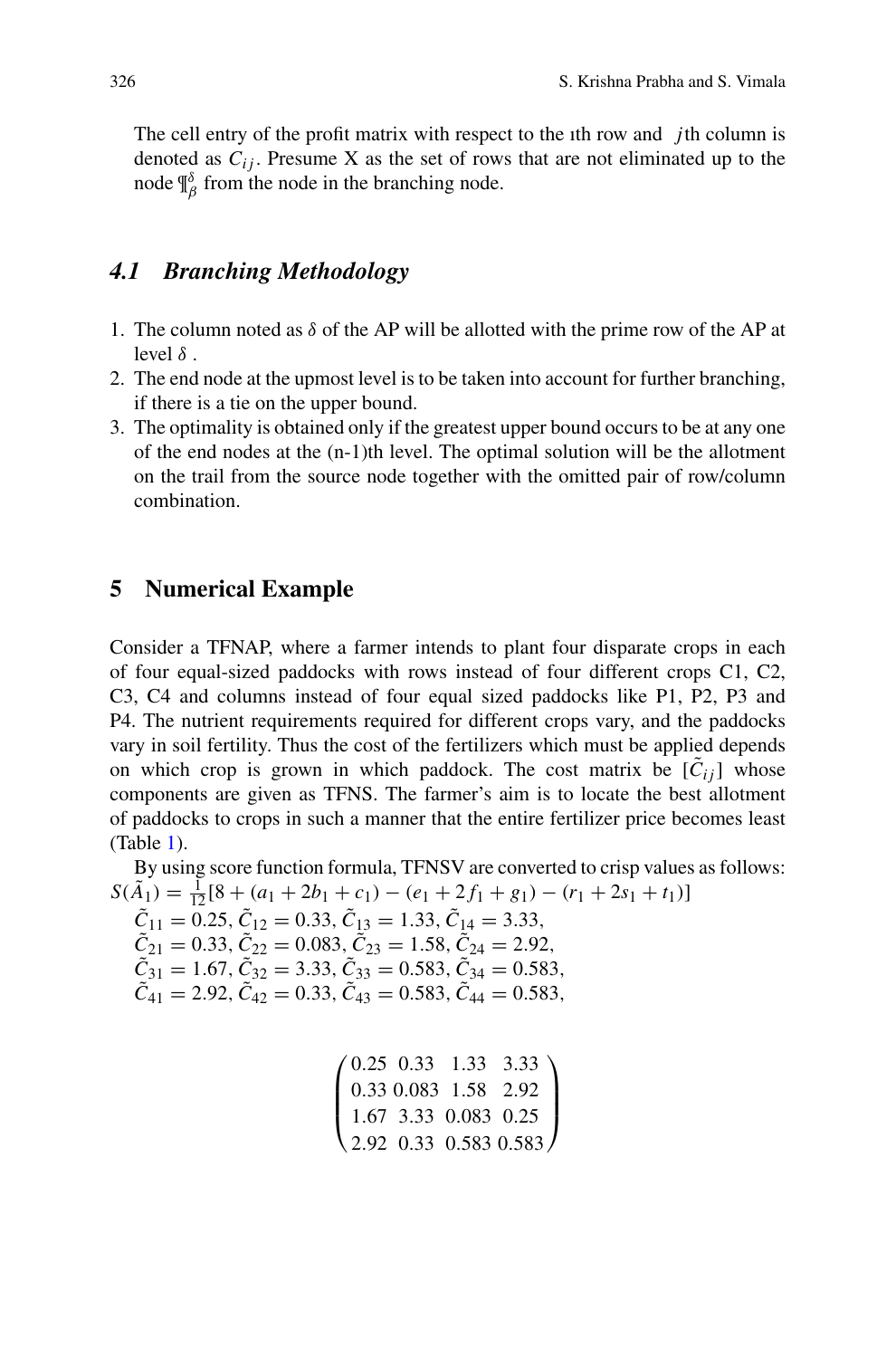The cell entry of the profit matrix with respect to the ıth row and $j$th column is denoted as $C_{ij}$. Presume X as the set of rows that are not eliminated up to the node $¶^{\delta}_{\beta}$ from the node in the branching node.

### 4.1 Branching Methodology

1. The column noted as $\delta$ of the AP will be allotted with the prime row of the AP at level $\delta$ .
2. The end node at the upmost level is to be taken into account for further branching, if there is a tie on the upper bound.
3. The optimality is obtained only if the greatest upper bound occurs to be at any one of the end nodes at the (n-1)th level. The optimal solution will be the allotment on the trail from the source node together with the omitted pair of row/column combination.

## 5 Numerical Example

Consider a TFNAP, where a farmer intends to plant four disparate crops in each of four equal-sized paddocks with rows instead of four different crops C1, C2, C3, C4 and columns instead of four equal sized paddocks like P1, P2, P3 and P4. The nutrient requirements required for different crops vary, and the paddocks vary in soil fertility. Thus the cost of the fertilizers which must be applied depends on which crop is grown in which paddock. The cost matrix be $[\tilde{C}_{ij}]$ whose components are given as TFNS. The farmer's aim is to locate the best allotment of paddocks to crops in such a manner that the entire fertilizer price becomes least (Table 1).

By using score function formula, TFNSV are converted to crisp values as follows:
$S(\tilde{A}_1) = \frac{1}{12}[8 + (a_1 + 2b_1 + c_1) - (e_1 + 2f_1 + g_1) - (r_1 + 2s_1 + t_1)]$
$\tilde{C}_{11} = 0.25, \tilde{C}_{12} = 0.33, \tilde{C}_{13} = 1.33, \tilde{C}_{14} = 3.33,$
$\tilde{C}_{21} = 0.33, \tilde{C}_{22} = 0.083, \tilde{C}_{23} = 1.58, \tilde{C}_{24} = 2.92,$
$\tilde{C}_{31} = 1.67, \tilde{C}_{32} = 3.33, \tilde{C}_{33} = 0.583, \tilde{C}_{34} = 0.583,$
$\tilde{C}_{41} = 2.92, \tilde{C}_{42} = 0.33, \tilde{C}_{43} = 0.583, \tilde{C}_{44} = 0.583,$

$$\begin{pmatrix} 0.25 & 0.33 & 1.33 & 3.33 \\ 0.33 & 0.083 & 1.58 & 2.92 \\ 1.67 & 3.33 & 0.083 & 0.25 \\ 2.92 & 0.33 & 0.583 & 0.583 \end{pmatrix}$$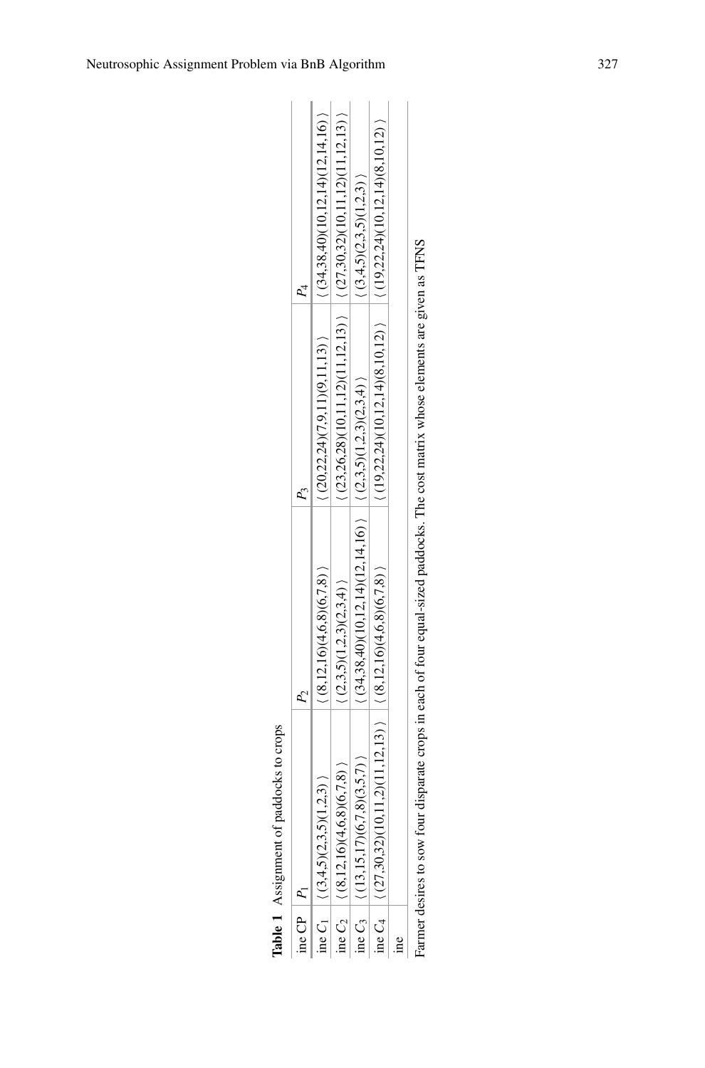**Table 1** Assignment of paddocks to crops

| ine CP | $P_1$ | $P_2$ | $P_3$ | $P_4$ |
|---|---|---|---|---|
| ine $C_1$ | ⟨(3,4,5)(2,3,5)(1,2,3)⟩ | ⟨(8,12,16)(4,6,8)(6,7,8)⟩ | ⟨(20,22,24)(7,9,11)(9,11,13)⟩ | ⟨(34,38,40)(10,12,14)(12,14,16)⟩ |
| ine $C_2$ | ⟨(8,12,16)(4,6,8)(6,7,8)⟩ | ⟨(2,3,5)(1,2,3)(2,3,4)⟩ | ⟨(23,26,28)(10,11,12)(11,12,13)⟩ | ⟨(27,30,32)(10,11,12)(11,12,13)⟩ |
| ine $C_3$ | ⟨(13,15,17)(6,7,8)(3,5,7)⟩ | ⟨(34,38,40)(10,12,14)(12,14,16)⟩ | ⟨(2,3,5)(1,2,3)(2,3,4)⟩ | ⟨(3,4,5)(2,3,5)(1,2,3)⟩ |
| ine $C_4$ | ⟨(27,30,32)(10,11,2)(11,12,13)⟩ | ⟨(8,12,16)(4,6,8)(6,7,8)⟩ | ⟨(19,22,24)(10,12,14)(8,10,12)⟩ | ⟨(19,22,24)(10,12,14)(8,10,12)⟩ |
| ine | | | | |

Farmer desires to sow four disparate crops in each of four equal-sized paddocks. The cost matrix whose elements are given as TFNS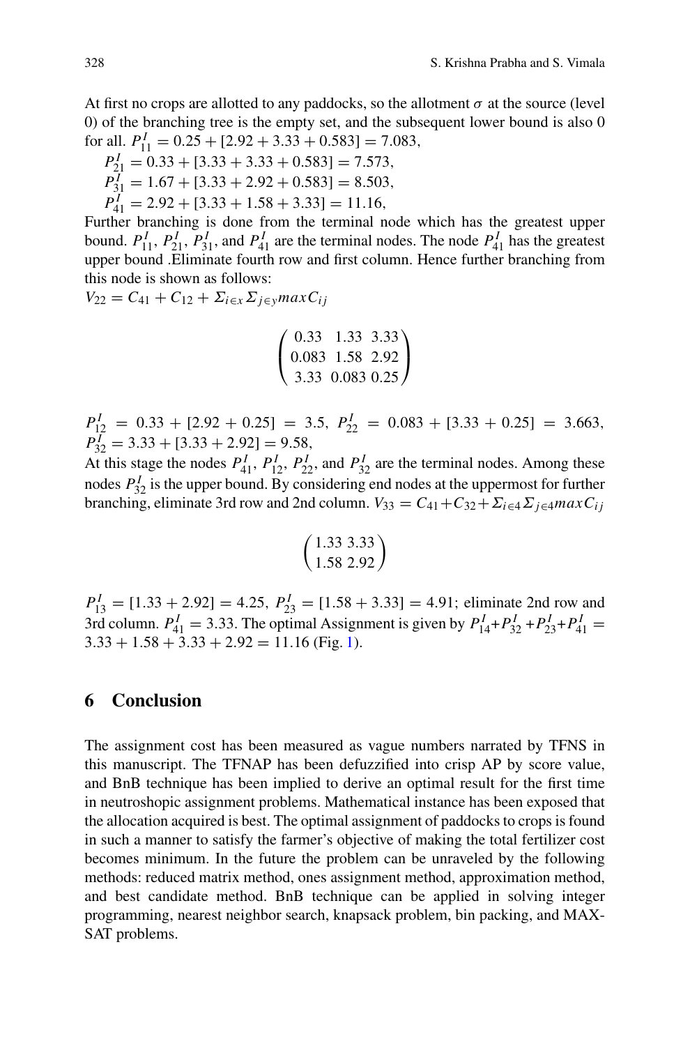At first no crops are allotted to any paddocks, so the allotment $\sigma$ at the source (level 0) of the branching tree is the empty set, and the subsequent lower bound is also 0 for all. $P^I_{11} = 0.25 + [2.92 + 3.33 + 0.583] = 7.083$,

$P^I_{21} = 0.33 + [3.33 + 3.33 + 0.583] = 7.573$,

$P^I_{31} = 1.67 + [3.33 + 2.92 + 0.583] = 8.503$,

$P^I_{41} = 2.92 + [3.33 + 1.58 + 3.33] = 11.16$,

Further branching is done from the terminal node which has the greatest upper bound. $P^I_{11}$, $P^I_{21}$, $P^I_{31}$, and $P^I_{41}$ are the terminal nodes. The node $P^I_{41}$ has the greatest upper bound .Eliminate fourth row and first column. Hence further branching from this node is shown as follows:

$V_{22} = C_{41} + C_{12} + \Sigma_{i \in x} \Sigma_{j \in y} max C_{ij}$

$$\begin{pmatrix} 0.33 & 1.33 & 3.33 \\ 0.083 & 1.58 & 2.92 \\ 3.33 & 0.083 & 0.25 \end{pmatrix}$$

$P^I_{12} = 0.33 + [2.92 + 0.25] = 3.5$, $P^I_{22} = 0.083 + [3.33 + 0.25] = 3.663$, $P^I_{32} = 3.33 + [3.33 + 2.92] = 9.58$,

At this stage the nodes $P^I_{41}$, $P^I_{12}$, $P^I_{22}$, and $P^I_{32}$ are the terminal nodes. Among these nodes $P^I_{32}$ is the upper bound. By considering end nodes at the uppermost for further branching, eliminate 3rd row and 2nd column. $V_{33} = C_{41} + C_{32} + \Sigma_{i \in 4} \Sigma_{j \in 4} max C_{ij}$

$$\begin{pmatrix} 1.33 & 3.33 \\ 1.58 & 2.92 \end{pmatrix}$$

$P^I_{13} = [1.33 + 2.92] = 4.25$, $P^I_{23} = [1.58 + 3.33] = 4.91$; eliminate 2nd row and 3rd column. $P^I_{41} = 3.33$. The optimal Assignment is given by $P^I_{14} + P^I_{32} + P^I_{23} + P^I_{41} = 3.33 + 1.58 + 3.33 + 2.92 = 11.16$ (Fig. 1).

## 6 Conclusion

The assignment cost has been measured as vague numbers narrated by TFNS in this manuscript. The TFNAP has been defuzzified into crisp AP by score value, and BnB technique has been implied to derive an optimal result for the first time in neutroshopic assignment problems. Mathematical instance has been exposed that the allocation acquired is best. The optimal assignment of paddocks to crops is found in such a manner to satisfy the farmer's objective of making the total fertilizer cost becomes minimum. In the future the problem can be unraveled by the following methods: reduced matrix method, ones assignment method, approximation method, and best candidate method. BnB technique can be applied in solving integer programming, nearest neighbor search, knapsack problem, bin packing, and MAX-SAT problems.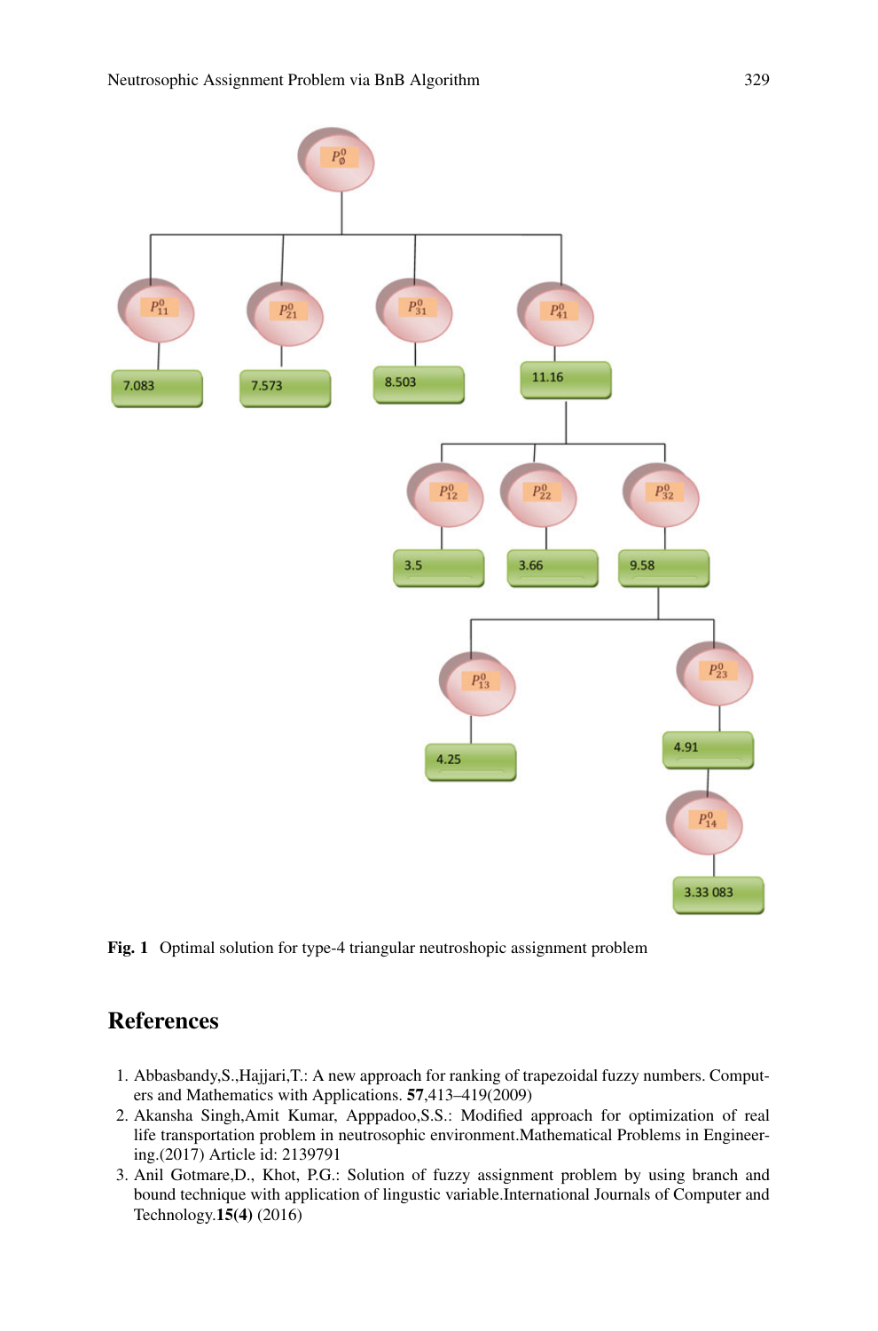**Fig. 1** Optimal solution for type-4 triangular neutroshopic assignment problem

## References

1. Abbasbandy,S.,Hajjari,T.: A new approach for ranking of trapezoidal fuzzy numbers. Computers and Mathematics with Applications. **57**,413–419(2009)
2. Akansha Singh,Amit Kumar, Apppadoo,S.S.: Modified approach for optimization of real life transportation problem in neutrosophic environment.Mathematical Problems in Engineering.(2017) Article id: 2139791
3. Anil Gotmare,D., Khot, P.G.: Solution of fuzzy assignment problem by using branch and bound technique with application of lingustic variable.International Journals of Computer and Technology.**15(4)** (2016)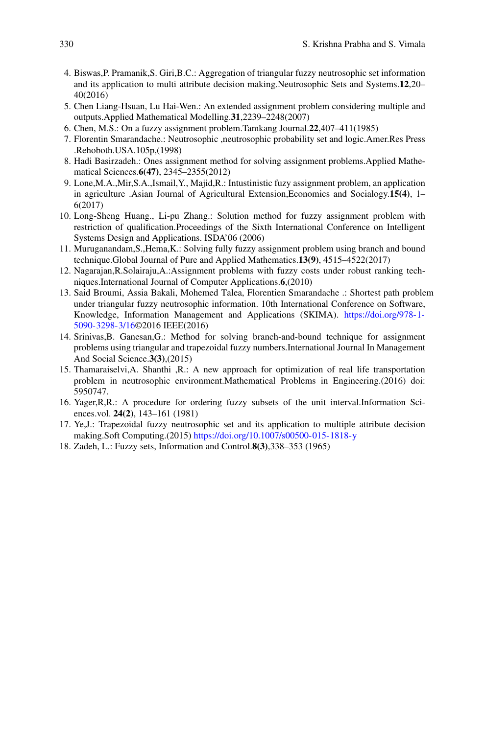4. Biswas,P. Pramanik,S. Giri,B.C.: Aggregation of triangular fuzzy neutrosophic set information and its application to multi attribute decision making.Neutrosophic Sets and Systems.**12**,20–40(2016)
5. Chen Liang-Hsuan, Lu Hai-Wen.: An extended assignment problem considering multiple and outputs.Applied Mathematical Modelling.**31**,2239–2248(2007)
6. Chen, M.S.: On a fuzzy assignment problem.Tamkang Journal.**22**,407–411(1985)
7. Florentin Smarandache.: Neutrosophic ,neutrosophic probability set and logic.Amer.Res Press .Rehoboth.USA.105p,(1998)
8. Hadi Basirzadeh.: Ones assignment method for solving assignment problems.Applied Mathematical Sciences.**6(47)**, 2345–2355(2012)
9. Lone,M.A.,Mir,S.A.,Ismail,Y., Majid,R.: Intustinistic fuzzy assignment problem, an application in agriculture .Asian Journal of Agricultural Extension,Economics and Socialogy.**15(4)**, 1–6(2017)
10. Long-Sheng Huang., Li-pu Zhang.: Solution method for fuzzy assignment problem with restriction of qualification.Proceedings of the Sixth International Conference on Intelligent Systems Design and Applications. ISDA'06 (2006)
11. Muruganandam,S.,Hema,K.: Solving fully fuzzy assignment problem using branch and bound technique.Global Journal of Pure and Applied Mathematics.**13(9)**, 4515–4522(2017)
12. Nagarajan,R.Solairaju,A.:Assignment problems with fuzzy costs under robust ranking techniques.International Journal of Computer Applications.**6**,(2010)
13. Said Broumi, Assia Bakali, Mohemed Talea, Florentien Smarandache .: Shortest path problem under triangular fuzzy neutrosophic information. 10th International Conference on Software, Knowledge, Information Management and Applications (SKIMA). https://doi.org/978-1-5090-3298-3/16©2016 IEEE(2016)
14. Srinivas,B. Ganesan,G.: Method for solving branch-and-bound technique for assignment problems using triangular and trapezoidal fuzzy numbers.International Journal In Management And Social Science.**3(3)**,(2015)
15. Thamaraiselvi,A. Shanthi ,R.: A new approach for optimization of real life transportation problem in neutrosophic environment.Mathematical Problems in Engineering.(2016) doi: 5950747.
16. Yager,R,R.: A procedure for ordering fuzzy subsets of the unit interval.Information Sciences.vol. **24(2)**, 143–161 (1981)
17. Ye,J.: Trapezoidal fuzzy neutrosophic set and its application to multiple attribute decision making.Soft Computing.(2015) https://doi.org/10.1007/s00500-015-1818-y
18. Zadeh, L.: Fuzzy sets, Information and Control.**8(3)**,338–353 (1965)